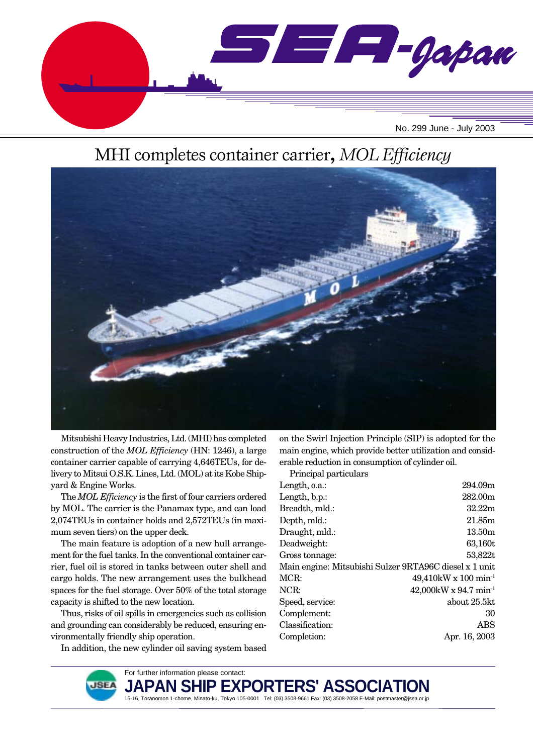# SEA-Japan

No. 299 June - July 2003

## MHI completes container carrier, *MOL Efficiency*

Mitsubishi Heavy Industries, Ltd. (MHI) has completed construction of the *MOL Efficiency* (HN: 1246), a large container carrier capable of carrying 4,646TEUs, for delivery to Mitsui O.S.K. Lines, Ltd. (MOL) at its Kobe Shipyard & Engine Works.

The *MOL Efficiency* is the first of four carriers ordered by MOL. The carrier is the Panamax type, and can load 2,074TEUs in container holds and 2,572TEUs (in maximum seven tiers) on the upper deck.

The main feature is adoption of a new hull arrangement for the fuel tanks. In the conventional container carrier, fuel oil is stored in tanks between outer shell and cargo holds. The new arrangement uses the bulkhead spaces for the fuel storage. Over 50% of the total storage capacity is shifted to the new location.

Thus, risks of oil spills in emergencies such as collision and grounding can considerably be reduced, ensuring environmentally friendly ship operation.

In addition, the new cylinder oil saving system based on the Swirl Injection Principle (SIP) is adopted for the main engine, which provide better utilization and considerable reduction in consumption of cylinder oil.

Principal particulars

| | |
|---|---|
| Length, o.a.: | 294.09m |
| Length, b.p.: | 282.00m |
| Breadth, mld.: | 32.22m |
| Depth, mld.: | 21.85m |
| Draught, mld.: | 13.50m |
| Deadweight: | 63,160t |
| Gross tonnage: | 53,822t |
| Main engine: Mitsubishi Sulzer 9RTA96C diesel x 1 unit | |
| MCR: | 49,410kW x 100 $min^{-1}$ |
| NCR: | 42,000kW x 94.7 $min^{-1}$ |
| Speed, service: | about 25.5kt |
| Complement: | 30 |
| Classification: | ABS |
| Completion: | Apr. 16, 2003 |

For further information please contact:

**JAPAN SHIP EXPORTERS' ASSOCIATION**

15-16, Toranomon 1-chome, Minato-ku, Tokyo 105-0001 Tel: (03) 3508-9661 Fax: (03) 3508-2058 E-Mail: postmaster@jsea.or.jp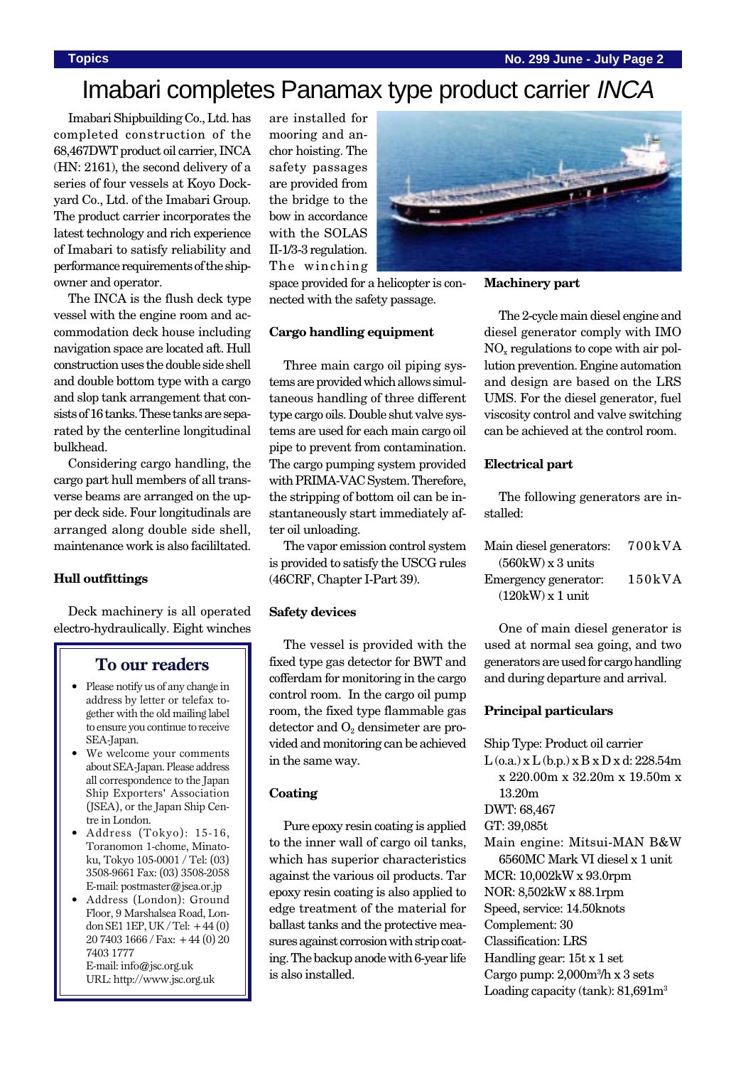# Imabari completes Panamax type product carrier *INCA*

Imabari Shipbuilding Co., Ltd. has completed construction of the 68,467DWT product oil carrier, INCA (HN: 2161), the second delivery of a series of four vessels at Koyo Dockyard Co., Ltd. of the Imabari Group. The product carrier incorporates the latest technology and rich experience of Imabari to satisfy reliability and performance requirements of the shipowner and operator.

The INCA is the flush deck type vessel with the engine room and accommodation deck house including navigation space are located aft. Hull construction uses the double side shell and double bottom type with a cargo and slop tank arrangement that consists of 16 tanks. These tanks are separated by the centerline longitudinal bulkhead.

Considering cargo handling, the cargo part hull members of all transverse beams are arranged on the upper deck side. Four longitudinals are arranged along double side shell, maintenance work is also facililtated.

**Hull outfittings**

Deck machinery is all operated electro-hydraulically. Eight winches are installed for mooring and anchor hoisting. The safety passages are provided from the bridge to the bow in accordance with the SOLAS II-1/3-3 regulation. The winching space provided for a helicopter is connected with the safety passage.

**Cargo handling equipment**

Three main cargo oil piping systems are provided which allows simultaneous handling of three different type cargo oils. Double shut valve systems are used for each main cargo oil pipe to prevent from contamination. The cargo pumping system provided with PRIMA-VAC System. Therefore, the stripping of bottom oil can be instantaneously start immediately after oil unloading.

The vapor emission control system is provided to satisfy the USCG rules (46CRF, Chapter I-Part 39).

**Safety devices**

The vessel is provided with the fixed type gas detector for BWT and cofferdam for monitoring in the cargo control room. In the cargo oil pump room, the fixed type flammable gas detector and $O_2$ densimeter are provided and monitoring can be achieved in the same way.

**Coating**

Pure epoxy resin coating is applied to the inner wall of cargo oil tanks, which has superior characteristics against the various oil products. Tar epoxy resin coating is also applied to edge treatment of the material for ballast tanks and the protective measures against corrosion with strip coating. The backup anode with 6-year life is also installed.

**Machinery part**

The 2-cycle main diesel engine and diesel generator comply with IMO $NO_x$ regulations to cope with air pollution prevention. Engine automation and design are based on the LRS UMS. For the diesel generator, fuel viscosity control and valve switching can be achieved at the control room.

**Electrical part**

The following generators are installed:

Main diesel generators: 700kVA (560kW) x 3 units
Emergency generator: 150kVA (120kW) x 1 unit

One of main diesel generator is used at normal sea going, and two generators are used for cargo handling and during departure and arrival.

**Principal particulars**

Ship Type: Product oil carrier
L (o.a.) x L (b.p.) x B x D x d: 228.54m x 220.00m x 32.20m x 19.50m x 13.20m
DWT: 68,467
GT: 39,085t
Main engine: Mitsui-MAN B&W 6S60MC Mark VI diesel x 1 unit
MCR: 10,002kW x 93.0rpm
NOR: 8,502kW x 88.1rpm
Speed, service: 14.50knots
Complement: 30
Classification: LRS
Handling gear: 15t x 1 set
Cargo pump: 2,000m³/h x 3 sets
Loading capacity (tank): 81,691m³

## To our readers

- Please notify us of any change in address by letter or telefax together with the old mailing label to ensure you continue to receive SEA-Japan.
- We welcome your comments about SEA-Japan. Please address all correspondence to the Japan Ship Exporters' Association (JSEA), or the Japan Ship Centre in London.
- Address (Tokyo): 15-16, Toranomon 1-chome, Minato-ku, Tokyo 105-0001 / Tel: (03) 3508-9661 Fax: (03) 3508-2058 E-mail: postmaster@jsea.or.jp
- Address (London): Ground Floor, 9 Marshalsea Road, London SE1 1EP, UK / Tel: +44 (0) 20 7403 1666 / Fax: +44 (0) 20 7403 1777 E-mail: info@jsc.org.uk URL: http://www.jsc.org.uk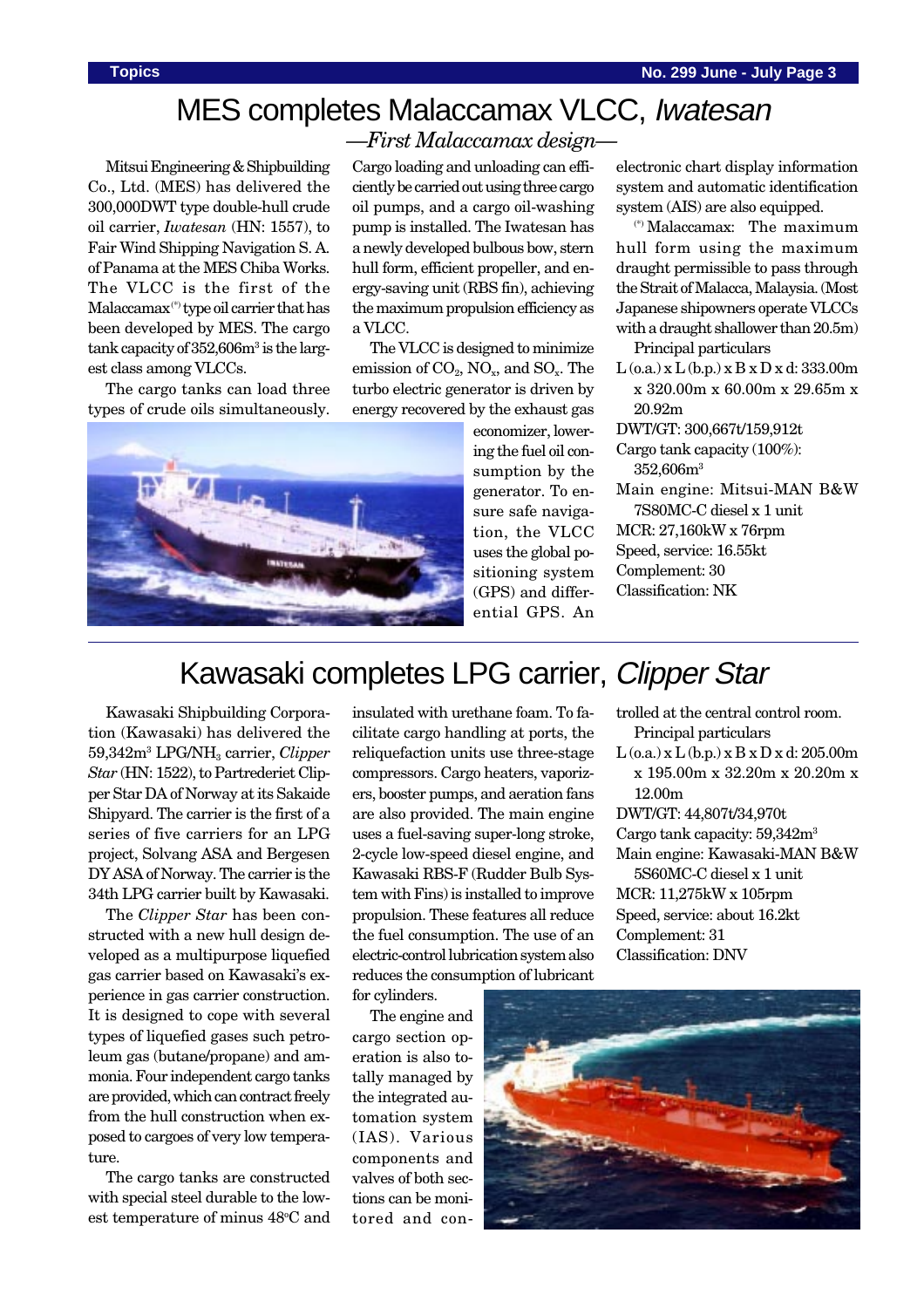# MES completes Malaccamax VLCC, *Iwatesan*

## —*First Malaccamax design*—

Mitsui Engineering & Shipbuilding Co., Ltd. (MES) has delivered the 300,000DWT type double-hull crude oil carrier, *Iwatesan* (HN: 1557), to Fair Wind Shipping Navigation S. A. of Panama at the MES Chiba Works. The VLCC is the first of the Malaccamax(*) type oil carrier that has been developed by MES. The cargo tank capacity of 352,606m$^3$ is the largest class among VLCCs.

The cargo tanks can load three types of crude oils simultaneously. Cargo loading and unloading can efficiently be carried out using three cargo oil pumps, and a cargo oil-washing pump is installed. The Iwatesan has a newly developed bulbous bow, stern hull form, efficient propeller, and energy-saving unit (RBS fin), achieving the maximum propulsion efficiency as a VLCC.

The VLCC is designed to minimize emission of $CO_2$, $NO_x$, and $SO_x$. The turbo electric generator is driven by energy recovered by the exhaust gas economizer, lowering the fuel oil consumption by the generator. To ensure safe navigation, the VLCC uses the global positioning system (GPS) and differential GPS. An electronic chart display information system and automatic identification system (AIS) are also equipped.

(*) Malaccamax: The maximum hull form using the maximum draught permissible to pass through the Strait of Malacca, Malaysia. (Most Japanese shipowners operate VLCCs with a draught shallower than 20.5m)

Principal particulars

- L (o.a.) x L (b.p.) x B x D x d: 333.00m x 320.00m x 60.00m x 29.65m x 20.92m
- DWT/GT: 300,667t/159,912t
- Cargo tank capacity (100%): 352,606m$^3$
- Main engine: Mitsui-MAN B&W 7S80MC-C diesel x 1 unit
- MCR: 27,160kW x 76rpm
- Speed, service: 16.55kt
- Complement: 30
- Classification: NK

# Kawasaki completes LPG carrier, *Clipper Star*

Kawasaki Shipbuilding Corporation (Kawasaki) has delivered the 59,342m$^3$ LPG/$NH_3$ carrier, *Clipper Star* (HN: 1522), to Partrederiet Clipper Star DA of Norway at its Sakaide Shipyard. The carrier is the first of a series of five carriers for an LPG project, Solvang ASA and Bergesen DY ASA of Norway. The carrier is the 34th LPG carrier built by Kawasaki.

The *Clipper Star* has been constructed with a new hull design developed as a multipurpose liquefied gas carrier based on Kawasaki's experience in gas carrier construction. It is designed to cope with several types of liquefied gases such petroleum gas (butane/propane) and ammonia. Four independent cargo tanks are provided, which can contract freely from the hull construction when exposed to cargoes of very low temperature.

The cargo tanks are constructed with special steel durable to the lowest temperature of minus 48°C and insulated with urethane foam. To facilitate cargo handling at ports, the reliquefaction units use three-stage compressors. Cargo heaters, vaporizers, booster pumps, and aeration fans are also provided. The main engine uses a fuel-saving super-long stroke, 2-cycle low-speed diesel engine, and Kawasaki RBS-F (Rudder Bulb System with Fins) is installed to improve propulsion. These features all reduce the fuel consumption. The use of an electric-control lubrication system also reduces the consumption of lubricant for cylinders.

The engine and cargo section operation is also totally managed by the integrated automation system (IAS). Various components and valves of both sections can be monitored and controlled at the central control room.

Principal particulars

- L (o.a.) x L (b.p.) x B x D x d: 205.00m x 195.00m x 32.20m x 20.20m x 12.00m
- DWT/GT: 44,807t/34,970t
- Cargo tank capacity: 59,342m$^3$
- Main engine: Kawasaki-MAN B&W 5S60MC-C diesel x 1 unit
- MCR: 11,275kW x 105rpm
- Speed, service: about 16.2kt
- Complement: 31
- Classification: DNV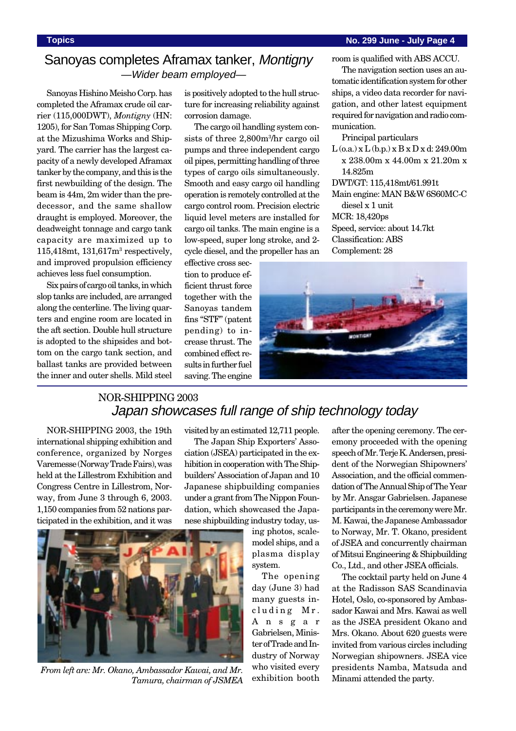# Sanoyas completes Aframax tanker, *Montigny*

*—Wider beam employed—*

Sanoyas Hishino Meisho Corp. has completed the Aframax crude oil carrier (115,000DWT), *Montigny* (HN: 1205), for San Tomas Shipping Corp. at the Mizushima Works and Shipyard. The carrier has the largest capacity of a newly developed Aframax tanker by the company, and this is the first newbuilding of the design. The beam is 44m, 2m wider than the predecessor, and the same shallow draught is employed. Moreover, the deadweight tonnage and cargo tank capacity are maximized up to 115,418mt, 131,617m$^3$ respectively, and improved propulsion efficiency achieves less fuel consumption.

Six pairs of cargo oil tanks, in which slop tanks are included, are arranged along the centerline. The living quarters and engine room are located in the aft section. Double hull structure is adopted to the shipsides and bottom on the cargo tank section, and ballast tanks are provided between the inner and outer shells. Mild steel is positively adopted to the hull structure for increasing reliability against corrosion damage.

The cargo oil handling system consists of three 2,800m$^3$/hr cargo oil pumps and three independent cargo oil pipes, permitting handling of three types of cargo oils simultaneously. Smooth and easy cargo oil handling operation is remotely controlled at the cargo control room. Precision electric liquid level meters are installed for cargo oil tanks. The main engine is a low-speed, super long stroke, and 2-cycle diesel, and the propeller has an effective cross section to produce efficient thrust force together with the Sanoyas tandem fins "STF" (patent pending) to increase thrust. The combined effect results in further fuel saving. The engine room is qualified with ABS ACCU.

The navigation section uses an automatic identification system for other ships, a video data recorder for navigation, and other latest equipment required for navigation and radio communication.

Principal particulars

L (o.a.) x L (b.p.) x B x D x d: 249.00m x 238.00m x 44.00m x 21.20m x 14.825m

DWT/GT: 115,418mt/61.991t

Main engine: MAN B&W 6S60MC-C diesel x 1 unit

MCR: 18,420ps

Speed, service: about 14.7kt

Classification: ABS

Complement: 28

## NOR-SHIPPING 2003

# *Japan showcases full range of ship technology today*

NOR-SHIPPING 2003, the 19th international shipping exhibition and conference, organized by Norges Varemesse (Norway Trade Fairs), was held at the Lillestrom Exhibition and Congress Centre in Lillestrom, Norway, from June 3 through 6, 2003. 1,150 companies from 52 nations participated in the exhibition, and it was visited by an estimated 12,711 people.

The Japan Ship Exporters' Association (JSEA) participated in the exhibition in cooperation with The Shipbuilders' Association of Japan and 10 Japanese shipbuilding companies under a grant from The Nippon Foundation, which showcased the Japanese shipbuilding industry today, using photos, scale-model ships, and a plasma display system.

The opening day (June 3) had many guests including Mr. Ansgar Gabrielsen, Minister of Trade and Industry of Norway who visited every exhibition booth after the opening ceremony. The ceremony proceeded with the opening speech of Mr. Terje K. Andersen, president of the Norwegian Shipowners' Association, and the official commendation of The Annual Ship of The Year by Mr. Ansgar Gabrielsen. Japanese participants in the ceremony were Mr. M. Kawai, the Japanese Ambassador to Norway, Mr. T. Okano, president of JSEA and concurrently chairman of Mitsui Engineering & Shipbuilding Co., Ltd., and other JSEA officials.

*From left are: Mr. Okano, Ambassador Kawai, and Mr. Tamura, chairman of JSMEA*

The cocktail party held on June 4 at the Radisson SAS Scandinavia Hotel, Oslo, co-sponsored by Ambassador Kawai and Mrs. Kawai as well as the JSEA president Okano and Mrs. Okano. About 620 guests were invited from various circles including Norwegian shipowners. JSEA vice presidents Namba, Matsuda and Minami attended the party.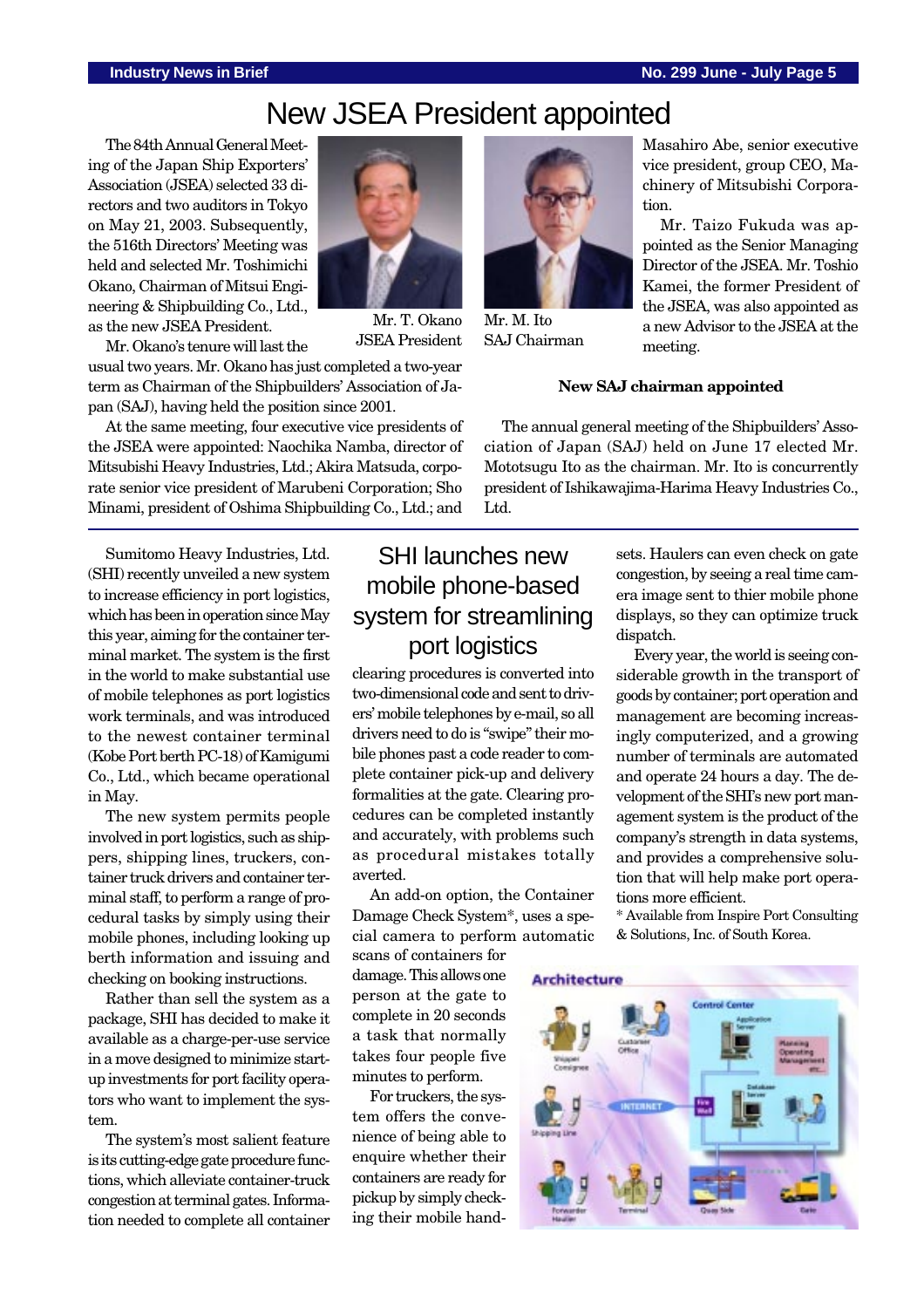# New JSEA President appointed

The 84th Annual General Meeting of the Japan Ship Exporters' Association (JSEA) selected 33 directors and two auditors in Tokyo on May 21, 2003. Subsequently, the 516th Directors' Meeting was held and selected Mr. Toshimichi Okano, Chairman of Mitsui Engineering & Shipbuilding Co., Ltd., as the new JSEA President.

Mr. T. Okano
JSEA President

Mr. M. Ito
SAJ Chairman

Mr. Okano's tenure will last the usual two years. Mr. Okano has just completed a two-year term as Chairman of the Shipbuilders' Association of Japan (SAJ), having held the position since 2001.

At the same meeting, four executive vice presidents of the JSEA were appointed: Naochika Namba, director of Mitsubishi Heavy Industries, Ltd.; Akira Matsuda, corporate senior vice president of Marubeni Corporation; Sho Minami, president of Oshima Shipbuilding Co., Ltd.; and Masahiro Abe, senior executive vice president, group CEO, Machinery of Mitsubishi Corporation.

Mr. Taizo Fukuda was appointed as the Senior Managing Director of the JSEA. Mr. Toshio Kamei, the former President of the JSEA, was also appointed as a new Advisor to the JSEA at the meeting.

### New SAJ chairman appointed

The annual general meeting of the Shipbuilders' Association of Japan (SAJ) held on June 17 elected Mr. Mototsugu Ito as the chairman. Mr. Ito is concurrently president of Ishikawajima-Harima Heavy Industries Co., Ltd.

# SHI launches new mobile phone-based system for streamlining port logistics

Sumitomo Heavy Industries, Ltd. (SHI) recently unveiled a new system to increase efficiency in port logistics, which has been in operation since May this year, aiming for the container terminal market. The system is the first in the world to make substantial use of mobile telephones as port logistics work terminals, and was introduced to the newest container terminal (Kobe Port berth PC-18) of Kamigumi Co., Ltd., which became operational in May.

The new system permits people involved in port logistics, such as shippers, shipping lines, truckers, container truck drivers and container terminal staff, to perform a range of procedural tasks by simply using their mobile phones, including looking up berth information and issuing and checking on booking instructions.

Rather than sell the system as a package, SHI has decided to make it available as a charge-per-use service in a move designed to minimize startup investments for port facility operators who want to implement the system.

The system's most salient feature is its cutting-edge gate procedure functions, which alleviate container-truck congestion at terminal gates. Information needed to complete all container clearing procedures is converted into two-dimensional code and sent to drivers' mobile telephones by e-mail, so all drivers need to do is "swipe" their mobile phones past a code reader to complete container pick-up and delivery formalities at the gate. Clearing procedures can be completed instantly and accurately, with problems such as procedural mistakes totally averted.

An add-on option, the Container Damage Check System*, uses a special camera to perform automatic scans of containers for damage. This allows one person at the gate to complete in 20 seconds a task that normally takes four people five minutes to perform.

For truckers, the system offers the convenience of being able to enquire whether their containers are ready for pickup by simply checking their mobile handsets. Haulers can even check on gate congestion, by seeing a real time camera image sent to thier mobile phone displays, so they can optimize truck dispatch.

Every year, the world is seeing considerable growth in the transport of goods by container; port operation and management are becoming increasingly computerized, and a growing number of terminals are automated and operate 24 hours a day. The development of the SHI's new port management system is the product of the company's strength in data systems, and provides a comprehensive solution that will help make port operations more efficient.

* Available from Inspire Port Consulting & Solutions, Inc. of South Korea.

Architecture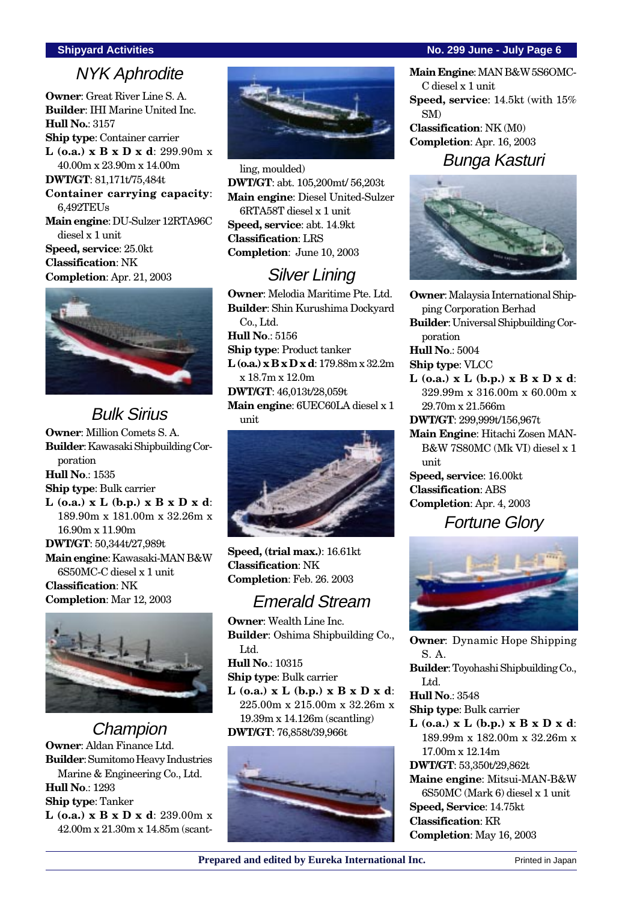## NYK Aphrodite

**Owner**: Great River Line S. A.
**Builder**: IHI Marine United Inc.
**Hull No.**: 3157
**Ship type**: Container carrier
**L (o.a.) x B x D x d**: 299.90m x 40.00m x 23.90m x 14.00m
**DWT/GT**: 81,171t/75,484t
**Container carrying capacity**: 6,492TEUs
**Main engine**: DU-Sulzer 12RTA96C diesel x 1 unit
**Speed, service**: 25.0kt
**Classification**: NK
**Completion**: Apr. 21, 2003

## Bulk Sirius

**Owner**: Million Comets S. A.
**Builder**: Kawasaki Shipbuilding Corporation
**Hull No**.: 1535
**Ship type**: Bulk carrier
**L (o.a.) x L (b.p.) x B x D x d**: 189.90m x 181.00m x 32.26m x 16.90m x 11.90m
**DWT/GT**: 50,344t/27,989t
**Main engine**: Kawasaki-MAN B&W 6S50MC-C diesel x 1 unit
**Classification**: NK
**Completion**: Mar 12, 2003

## Champion

**Owner**: Aldan Finance Ltd.
**Builder**: Sumitomo Heavy Industries Marine & Engineering Co., Ltd.
**Hull No**.: 1293
**Ship type**: Tanker
**L (o.a.) x B x D x d**: 239.00m x 42.00m x 21.30m x 14.85m (scantling, moulded)
**DWT/GT**: abt. 105,200mt/ 56,203t
**Main engine**: Diesel United-Sulzer 6RTA58T diesel x 1 unit
**Speed, service**: abt. 14.9kt
**Classification**: LRS
**Completion**: June 10, 2003

## Silver Lining

**Owner**: Melodia Maritime Pte. Ltd.
**Builder**: Shin Kurushima Dockyard Co., Ltd.
**Hull No**.: 5156
**Ship type**: Product tanker
**L (o.a.) x B x D x d**: 179.88m x 32.2m x 18.7m x 12.0m
**DWT/GT**: 46,013t/28,059t
**Main engine**: 6UEC60LA diesel x 1 unit
**Speed, (trial max.)**: 16.61kt
**Classification**: NK
**Completion**: Feb. 26. 2003

## Emerald Stream

**Owner**: Wealth Line Inc.
**Builder**: Oshima Shipbuilding Co., Ltd.
**Hull No**.: 10315
**Ship type**: Bulk carrier
**L (o.a.) x L (b.p.) x B x D x d**: 225.00m x 215.00m x 32.26m x 19.39m x 14.126m (scantling)
**DWT/GT**: 76,858t/39,966t
**Main Engine**: MAN B&W 5S60MC-C diesel x 1 unit
**Speed, service**: 14.5kt (with 15% SM)
**Classification**: NK (M0)
**Completion**: Apr. 16, 2003

## Bunga Kasturi

**Owner**: Malaysia International Shipping Corporation Berhad
**Builder**: Universal Shipbuilding Corporation
**Hull No**.: 5004
**Ship type**: VLCC
**L (o.a.) x L (b.p.) x B x D x d**: 329.99m x 316.00m x 60.00m x 29.70m x 21.566m
**DWT/GT**: 299,999t/156,967t
**Main Engine**: Hitachi Zosen MAN-B&W 7S80MC (Mk VI) diesel x 1 unit
**Speed, service**: 16.00kt
**Classification**: ABS
**Completion**: Apr. 4, 2003

## Fortune Glory

**Owner**: Dynamic Hope Shipping S. A.
**Builder**: Toyohashi Shipbuilding Co., Ltd.
**Hull No**.: 3548
**Ship type**: Bulk carrier
**L (o.a.) x L (b.p.) x B x D x d**: 189.99m x 182.00m x 32.26m x 17.00m x 12.14m
**DWT/GT**: 53,350t/29,862t
**Maine engine**: Mitsui-MAN-B&W 6S50MC (Mark 6) diesel x 1 unit
**Speed, Service**: 14.75kt
**Classification**: KR
**Completion**: May 16, 2003

**Prepared and edited by Eureka International Inc.**

Printed in Japan